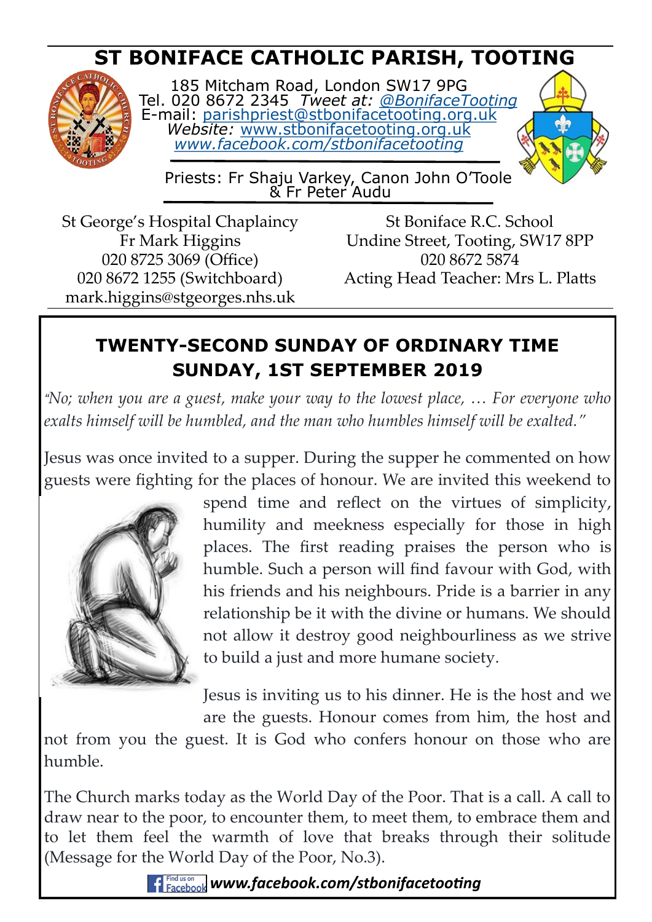# ST BONIFACE CATHOLIC PARISH, TOOTING

185 Mitcham Road, London SW17 9PG
Tel. 020 8672 2345 *Tweet at:* *@BonifaceTooting*
E-mail: parishpriest@stbonifacetooting.org.uk
*Website:* www.stbonifacetooting.org.uk
*www.facebook.com/stbonifacetooting*

Priests: Fr Shaju Varkey, Canon John O'Toole & Fr Peter Audu

St George's Hospital Chaplaincy
Fr Mark Higgins
020 8725 3069 (Office)
020 8672 1255 (Switchboard)
mark.higgins@stgeorges.nhs.uk

St Boniface R.C. School
Undine Street, Tooting, SW17 8PP
020 8672 5874
Acting Head Teacher: Mrs L. Platts

## TWENTY-SECOND SUNDAY OF ORDINARY TIME
## SUNDAY, 1ST SEPTEMBER 2019

*"No; when you are a guest, make your way to the lowest place, … For everyone who exalts himself will be humbled, and the man who humbles himself will be exalted."*

Jesus was once invited to a supper. During the supper he commented on how guests were fighting for the places of honour. We are invited this weekend to spend time and reflect on the virtues of simplicity, humility and meekness especially for those in high places. The first reading praises the person who is humble. Such a person will find favour with God, with his friends and his neighbours. Pride is a barrier in any relationship be it with the divine or humans. We should not allow it destroy good neighbourliness as we strive to build a just and more humane society.

Jesus is inviting us to his dinner. He is the host and we are the guests. Honour comes from him, the host and not from you the guest. It is God who confers honour on those who are humble.

The Church marks today as the World Day of the Poor. That is a call. A call to draw near to the poor, to encounter them, to meet them, to embrace them and to let them feel the warmth of love that breaks through their solitude (Message for the World Day of the Poor, No.3).

Find us on Facebook ***www.facebook.com/stbonifacetooting***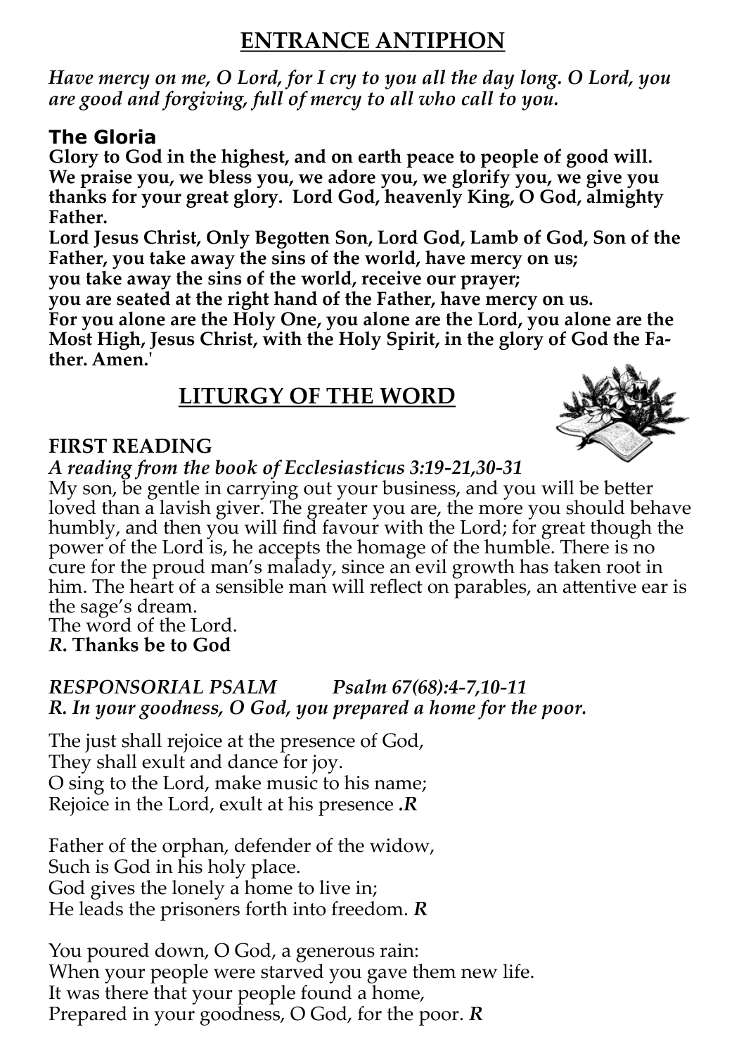## ENTRANCE ANTIPHON

*Have mercy on me, O Lord, for I cry to you all the day long. O Lord, you are good and forgiving, full of mercy to all who call to you.*

### The Gloria

**Glory to God in the highest, and on earth peace to people of good will. We praise you, we bless you, we adore you, we glorify you, we give you thanks for your great glory. Lord God, heavenly King, O God, almighty Father.**
**Lord Jesus Christ, Only Begotten Son, Lord God, Lamb of God, Son of the Father, you take away the sins of the world, have mercy on us;**
**you take away the sins of the world, receive our prayer;**
**you are seated at the right hand of the Father, have mercy on us.**
**For you alone are the Holy One, you alone are the Lord, you alone are the Most High, Jesus Christ, with the Holy Spirit, in the glory of God the Father. Amen.'**

## LITURGY OF THE WORD

### FIRST READING

***A reading from the book of Ecclesiasticus 3:19-21,30-31***
My son, be gentle in carrying out your business, and you will be better loved than a lavish giver. The greater you are, the more you should behave humbly, and then you will find favour with the Lord; for great though the power of the Lord is, he accepts the homage of the humble. There is no cure for the proud man's malady, since an evil growth has taken root in him. The heart of a sensible man will reflect on parables, an attentive ear is the sage's dream.
The word of the Lord.
***R.* Thanks be to God**

***RESPONSORIAL PSALM Psalm 67(68):4-7,10-11***
***R. In your goodness, O God, you prepared a home for the poor.***

The just shall rejoice at the presence of God,
They shall exult and dance for joy.
O sing to the Lord, make music to his name;
Rejoice in the Lord, exult at his presence ***.R***

Father of the orphan, defender of the widow,
Such is God in his holy place.
God gives the lonely a home to live in;
He leads the prisoners forth into freedom. ***R***

You poured down, O God, a generous rain:
When your people were starved you gave them new life.
It was there that your people found a home,
Prepared in your goodness, O God, for the poor. ***R***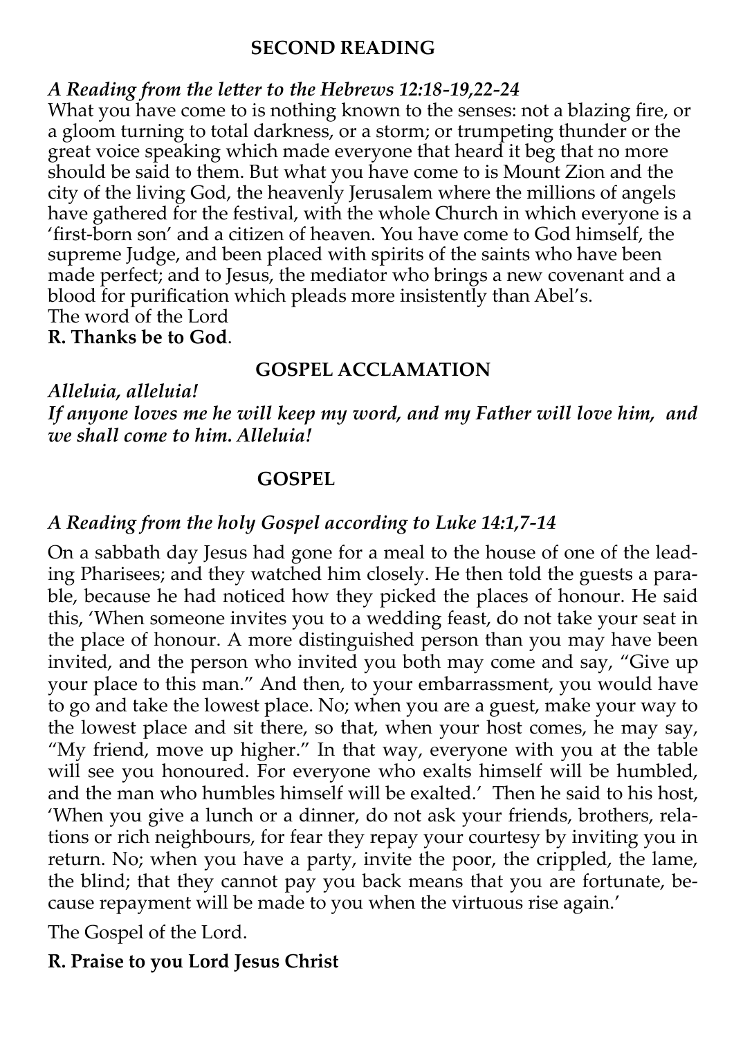## SECOND READING

***A Reading from the letter to the Hebrews 12:18-19,22-24***

What you have come to is nothing known to the senses: not a blazing fire, or a gloom turning to total darkness, or a storm; or trumpeting thunder or the great voice speaking which made everyone that heard it beg that no more should be said to them. But what you have come to is Mount Zion and the city of the living God, the heavenly Jerusalem where the millions of angels have gathered for the festival, with the whole Church in which everyone is a 'first-born son' and a citizen of heaven. You have come to God himself, the supreme Judge, and been placed with spirits of the saints who have been made perfect; and to Jesus, the mediator who brings a new covenant and a blood for purification which pleads more insistently than Abel's.

The word of the Lord

**R. Thanks be to God**.

## GOSPEL ACCLAMATION

***Alleluia, alleluia!***

***If anyone loves me he will keep my word, and my Father will love him, and we shall come to him. Alleluia!***

## GOSPEL

***A Reading from the holy Gospel according to Luke 14:1,7-14***

On a sabbath day Jesus had gone for a meal to the house of one of the leading Pharisees; and they watched him closely. He then told the guests a parable, because he had noticed how they picked the places of honour. He said this, 'When someone invites you to a wedding feast, do not take your seat in the place of honour. A more distinguished person than you may have been invited, and the person who invited you both may come and say, "Give up your place to this man." And then, to your embarrassment, you would have to go and take the lowest place. No; when you are a guest, make your way to the lowest place and sit there, so that, when your host comes, he may say, "My friend, move up higher." In that way, everyone with you at the table will see you honoured. For everyone who exalts himself will be humbled, and the man who humbles himself will be exalted.' Then he said to his host, 'When you give a lunch or a dinner, do not ask your friends, brothers, relations or rich neighbours, for fear they repay your courtesy by inviting you in return. No; when you have a party, invite the poor, the crippled, the lame, the blind; that they cannot pay you back means that you are fortunate, because repayment will be made to you when the virtuous rise again.'

The Gospel of the Lord.

**R. Praise to you Lord Jesus Christ**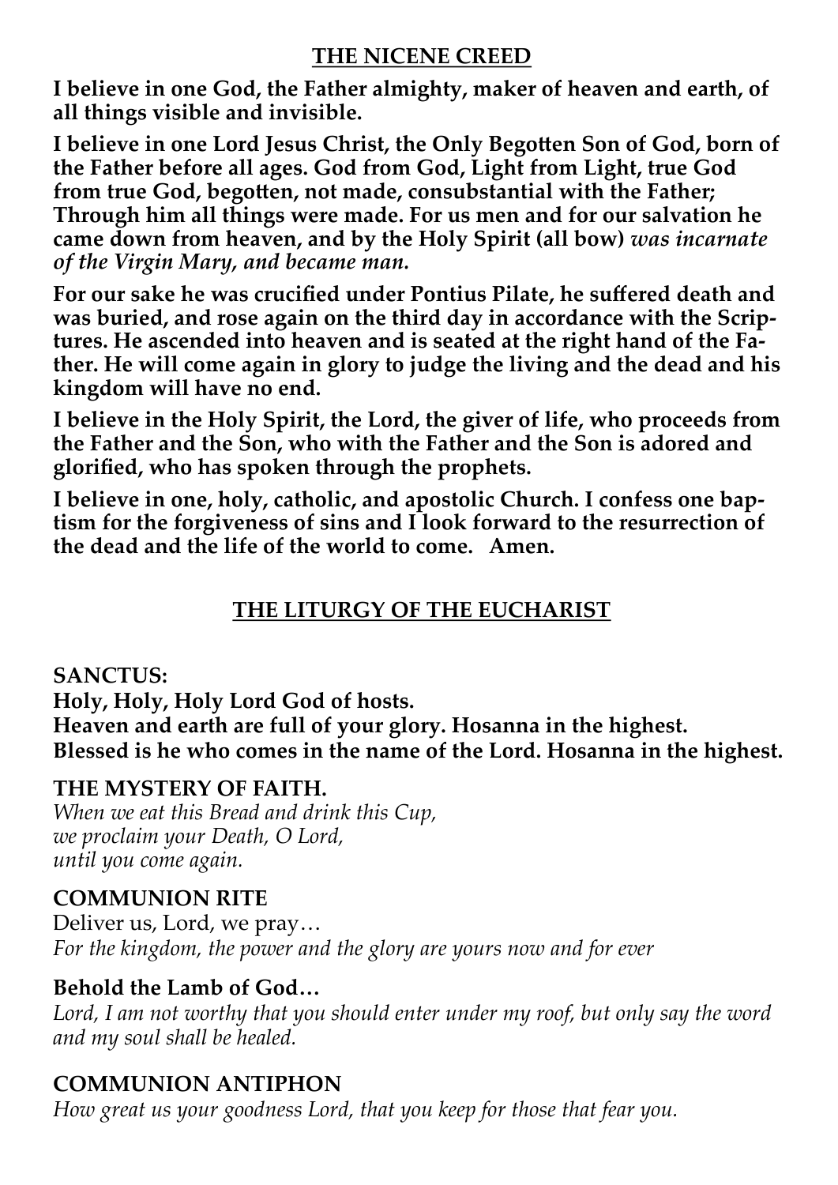## THE NICENE CREED

**I believe in one God, the Father almighty, maker of heaven and earth, of all things visible and invisible.**

**I believe in one Lord Jesus Christ, the Only Begotten Son of God, born of the Father before all ages. God from God, Light from Light, true God from true God, begotten, not made, consubstantial with the Father; Through him all things were made. For us men and for our salvation he came down from heaven, and by the Holy Spirit (all bow)** ***was incarnate of the Virgin Mary, and became man.***

**For our sake he was crucified under Pontius Pilate, he suffered death and was buried, and rose again on the third day in accordance with the Scriptures. He ascended into heaven and is seated at the right hand of the Father. He will come again in glory to judge the living and the dead and his kingdom will have no end.**

**I believe in the Holy Spirit, the Lord, the giver of life, who proceeds from the Father and the Son, who with the Father and the Son is adored and glorified, who has spoken through the prophets.**

**I believe in one, holy, catholic, and apostolic Church. I confess one baptism for the forgiveness of sins and I look forward to the resurrection of the dead and the life of the world to come. Amen.**

## THE LITURGY OF THE EUCHARIST

**SANCTUS:**
**Holy, Holy, Holy Lord God of hosts.**
**Heaven and earth are full of your glory. Hosanna in the highest.**
**Blessed is he who comes in the name of the Lord. Hosanna in the highest.**

**THE MYSTERY OF FAITH.**
*When we eat this Bread and drink this Cup,*
*we proclaim your Death, O Lord,*
*until you come again.*

**COMMUNION RITE**
Deliver us, Lord, we pray…
*For the kingdom, the power and the glory are yours now and for ever*

**Behold the Lamb of God…**
*Lord, I am not worthy that you should enter under my roof, but only say the word and my soul shall be healed.*

**COMMUNION ANTIPHON**
*How great us your goodness Lord, that you keep for those that fear you.*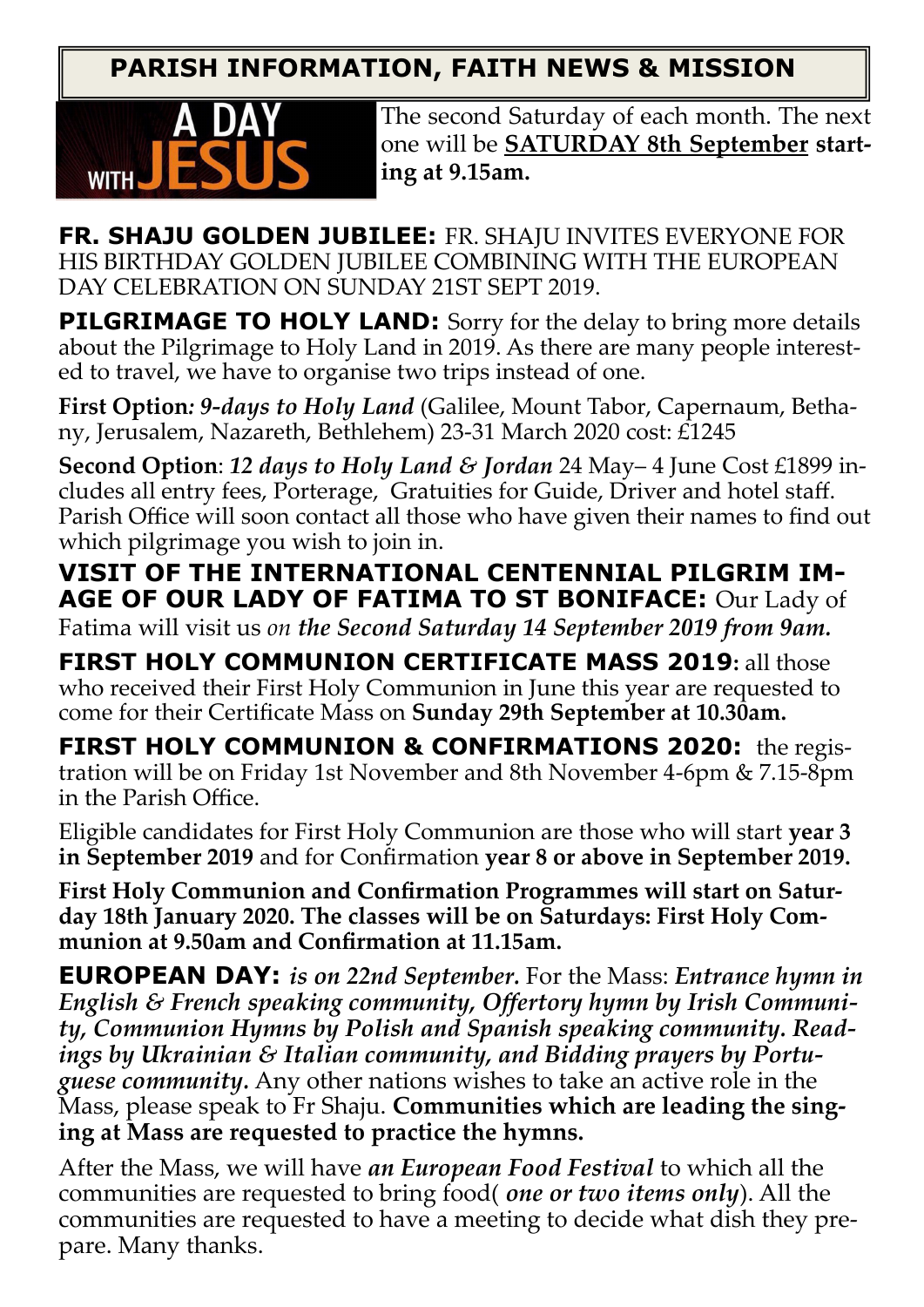## PARISH INFORMATION, FAITH NEWS & MISSION

A DAY WITH JESUS

The second Saturday of each month. The next one will be **SATURDAY 8th September starting at 9.15am.**

**FR. SHAJU GOLDEN JUBILEE:** FR. SHAJU INVITES EVERYONE FOR HIS BIRTHDAY GOLDEN JUBILEE COMBINING WITH THE EUROPEAN DAY CELEBRATION ON SUNDAY 21ST SEPT 2019.

**PILGRIMAGE TO HOLY LAND:** Sorry for the delay to bring more details about the Pilgrimage to Holy Land in 2019. As there are many people interested to travel, we have to organise two trips instead of one.

**First Option***: 9-days to Holy Land* (Galilee, Mount Tabor, Capernaum, Bethany, Jerusalem, Nazareth, Bethlehem) 23-31 March 2020 cost: £1245

**Second Option**: *12 days to Holy Land & Jordan* 24 May– 4 June Cost £1899 includes all entry fees, Porterage, Gratuities for Guide, Driver and hotel staff. Parish Office will soon contact all those who have given their names to find out which pilgrimage you wish to join in.

**VISIT OF THE INTERNATIONAL CENTENNIAL PILGRIM IMAGE OF OUR LADY OF FATIMA TO ST BONIFACE:** Our Lady of Fatima will visit us *on **the Second Saturday 14 September 2019 from 9am.***

**FIRST HOLY COMMUNION CERTIFICATE MASS 2019**: all those who received their First Holy Communion in June this year are requested to come for their Certificate Mass on **Sunday 29th September at 10.30am.**

**FIRST HOLY COMMUNION & CONFIRMATIONS 2020:** the registration will be on Friday 1st November and 8th November 4-6pm & 7.15-8pm in the Parish Office.

Eligible candidates for First Holy Communion are those who will start **year 3 in September 2019** and for Confirmation **year 8 or above in September 2019.**

**First Holy Communion and Confirmation Programmes will start on Saturday 18th January 2020. The classes will be on Saturdays: First Holy Communion at 9.50am and Confirmation at 11.15am.**

**EUROPEAN DAY:** ***is on 22nd September.*** For the Mass: ***Entrance hymn in English & French speaking community, Offertory hymn by Irish Community, Communion Hymns by Polish and Spanish speaking community. Readings by Ukrainian & Italian community, and Bidding prayers by Portuguese community.*** Any other nations wishes to take an active role in the Mass, please speak to Fr Shaju. **Communities which are leading the singing at Mass are requested to practice the hymns.**

After the Mass, we will have ***an European Food Festival*** to which all the communities are requested to bring food( ***one or two items only***). All the communities are requested to have a meeting to decide what dish they prepare. Many thanks.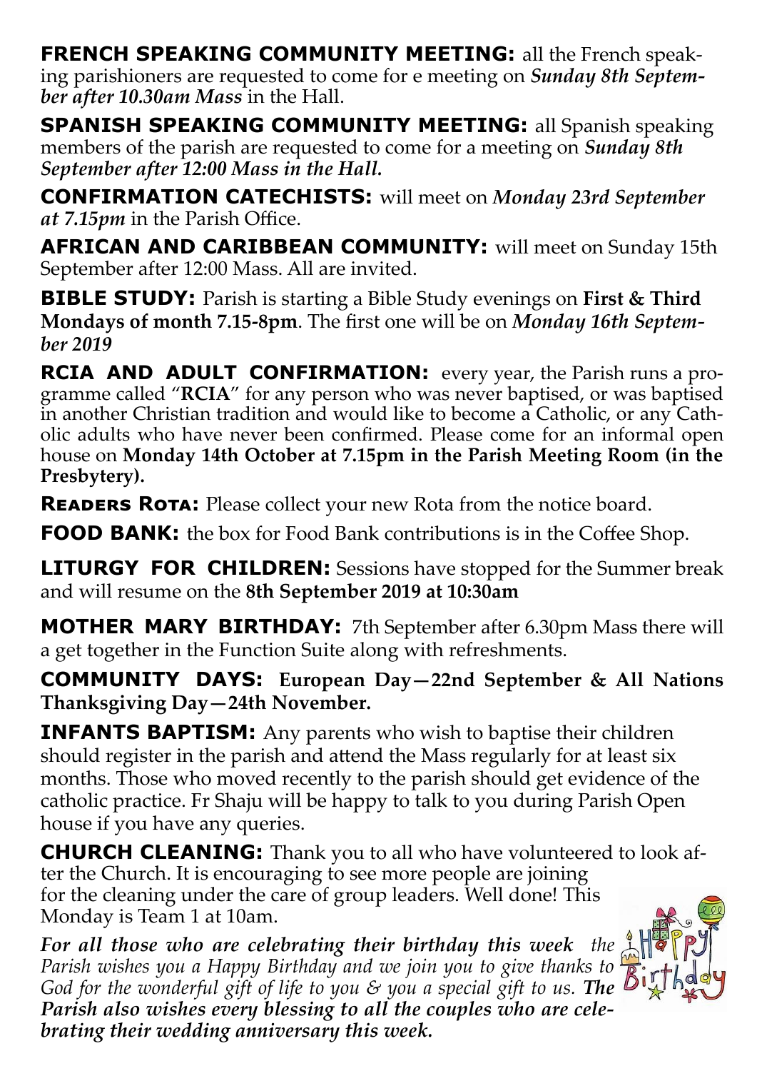**FRENCH SPEAKING COMMUNITY MEETING:** all the French speaking parishioners are requested to come for e meeting on ***Sunday 8th September after 10.30am Mass*** in the Hall.

**SPANISH SPEAKING COMMUNITY MEETING:** all Spanish speaking members of the parish are requested to come for a meeting on ***Sunday 8th September after 12:00 Mass in the Hall.***

**CONFIRMATION CATECHISTS:** will meet on ***Monday 23rd September at 7.15pm*** in the Parish Office.

**AFRICAN AND CARIBBEAN COMMUNITY:** will meet on Sunday 15th September after 12:00 Mass. All are invited.

**BIBLE STUDY:** Parish is starting a Bible Study evenings on **First & Third Mondays of month 7.15-8pm**. The first one will be on ***Monday 16th September 2019***

**RCIA AND ADULT CONFIRMATION:** every year, the Parish runs a programme called "**RCIA**" for any person who was never baptised, or was baptised in another Christian tradition and would like to become a Catholic, or any Catholic adults who have never been confirmed. Please come for an informal open house on **Monday 14th October at 7.15pm in the Parish Meeting Room (in the Presbytery).**

**READERS ROTA:** Please collect your new Rota from the notice board.

**FOOD BANK:** the box for Food Bank contributions is in the Coffee Shop.

**LITURGY FOR CHILDREN:** Sessions have stopped for the Summer break and will resume on the **8th September 2019 at 10:30am**

**MOTHER MARY BIRTHDAY:** 7th September after 6.30pm Mass there will a get together in the Function Suite along with refreshments.

**COMMUNITY DAYS: European Day—22nd September & All Nations Thanksgiving Day—24th November.**

**INFANTS BAPTISM:** Any parents who wish to baptise their children should register in the parish and attend the Mass regularly for at least six months. Those who moved recently to the parish should get evidence of the catholic practice. Fr Shaju will be happy to talk to you during Parish Open house if you have any queries.

**CHURCH CLEANING:** Thank you to all who have volunteered to look after the Church. It is encouraging to see more people are joining for the cleaning under the care of group leaders. Well done! This Monday is Team 1 at 10am.

***For all those who are celebrating their birthday this week*** *the Parish wishes you a Happy Birthday and we join you to give thanks to God for the wonderful gift of life to you & you a special gift to us.* ***The Parish also wishes every blessing to all the couples who are celebrating their wedding anniversary this week.***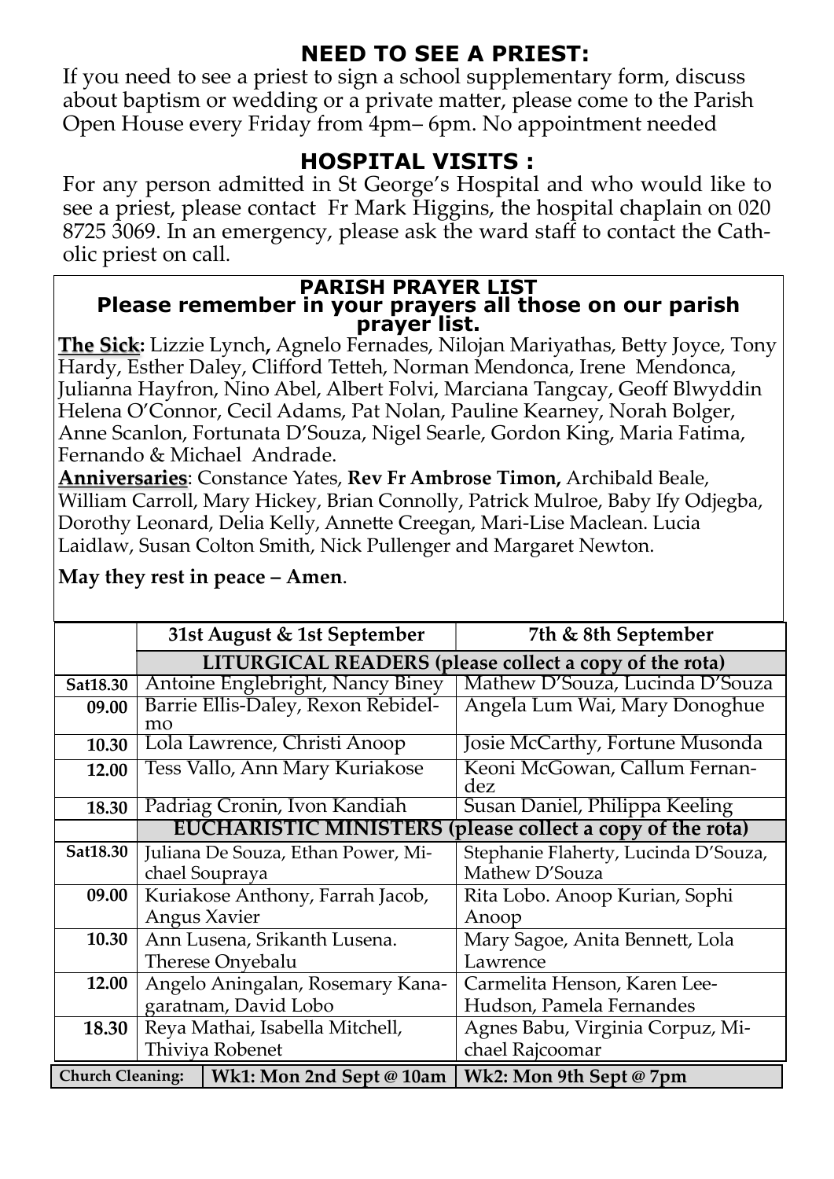## NEED TO SEE A PRIEST:

If you need to see a priest to sign a school supplementary form, discuss about baptism or wedding or a private matter, please come to the Parish Open House every Friday from 4pm– 6pm. No appointment needed

## HOSPITAL VISITS :

For any person admitted in St George's Hospital and who would like to see a priest, please contact Fr Mark Higgins, the hospital chaplain on 020 8725 3069. In an emergency, please ask the ward staff to contact the Catholic priest on call.

### PARISH PRAYER LIST

**Please remember in your prayers all those on our parish prayer list.**

**The Sick:** Lizzie Lynch, Agnelo Fernades, Nilojan Mariyathas, Betty Joyce, Tony Hardy, Esther Daley, Clifford Tetteh, Norman Mendonca, Irene Mendonca, Julianna Hayfron, Nino Abel, Albert Folvi, Marciana Tangcay, Geoff Blwyddin Helena O'Connor, Cecil Adams, Pat Nolan, Pauline Kearney, Norah Bolger, Anne Scanlon, Fortunata D'Souza, Nigel Searle, Gordon King, Maria Fatima, Fernando & Michael Andrade.

**Anniversaries**: Constance Yates, **Rev Fr Ambrose Timon,** Archibald Beale, William Carroll, Mary Hickey, Brian Connolly, Patrick Mulroe, Baby Ify Odjegba, Dorothy Leonard, Delia Kelly, Annette Creegan, Mari-Lise Maclean. Lucia Laidlaw, Susan Colton Smith, Nick Pullenger and Margaret Newton.

**May they rest in peace – Amen**.

| | 31st August & 1st September | 7th & 8th September |
|---|---|---|
| | **LITURGICAL READERS (please collect a copy of the rota)** | |
| **Sat18.30** | Antoine Englebright, Nancy Biney | Mathew D'Souza, Lucinda D'Souza |
| **09.00** | Barrie Ellis-Daley, Rexon Rebidelmo | Angela Lum Wai, Mary Donoghue |
| **10.30** | Lola Lawrence, Christi Anoop | Josie McCarthy, Fortune Musonda |
| **12.00** | Tess Vallo, Ann Mary Kuriakose | Keoni McGowan, Callum Fernandez |
| **18.30** | Padriag Cronin, Ivon Kandiah | Susan Daniel, Philippa Keeling |
| | **EUCHARISTIC MINISTERS (please collect a copy of the rota)** | |
| **Sat18.30** | Juliana De Souza, Ethan Power, Michael Soupraya | Stephanie Flaherty, Lucinda D'Souza, Mathew D'Souza |
| **09.00** | Kuriakose Anthony, Farrah Jacob, Angus Xavier | Rita Lobo. Anoop Kurian, Sophi Anoop |
| **10.30** | Ann Lusena, Srikanth Lusena. Therese Onyebalu | Mary Sagoe, Anita Bennett, Lola Lawrence |
| **12.00** | Angelo Aningalan, Rosemary Kanagaratnam, David Lobo | Carmelita Henson, Karen Lee-Hudson, Pamela Fernandes |
| **18.30** | Reya Mathai, Isabella Mitchell, Thiviya Robenet | Agnes Babu, Virginia Corpuz, Michael Rajcoomar |
| **Church Cleaning:** | **Wk1: Mon 2nd Sept @ 10am** | **Wk2: Mon 9th Sept @ 7pm** |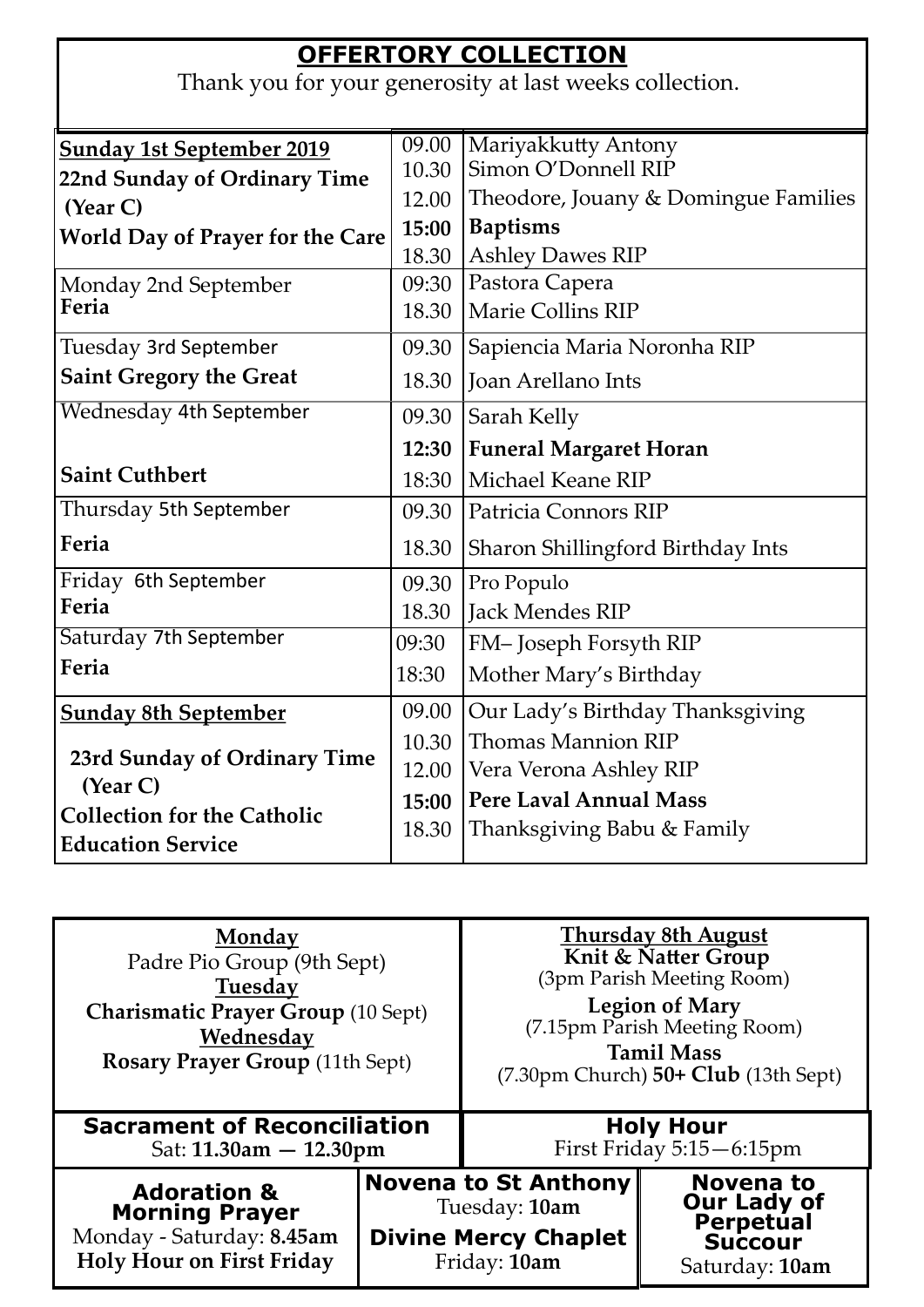## OFFERTORY COLLECTION

Thank you for your generosity at last weeks collection.

| | | |
|---|---|---|
| **Sunday 1st September 2019** **22nd Sunday of Ordinary Time (Year C)** **World Day of Prayer for the Care** | 09.00 | Mariyakkutty Antony |
| | 10.30 | Simon O'Donnell RIP |
| | 12.00 | Theodore, Jouany & Domingue Families |
| | **15:00** | **Baptisms** |
| | 18.30 | Ashley Dawes RIP |
| Monday 2nd September **Feria** | 09:30 | Pastora Capera |
| | 18.30 | Marie Collins RIP |
| Tuesday 3rd September **Saint Gregory the Great** | 09.30 | Sapiencia Maria Noronha RIP |
| | 18.30 | Joan Arellano Ints |
| Wednesday 4th September **Saint Cuthbert** | 09.30 | Sarah Kelly |
| | **12:30** | **Funeral Margaret Horan** |
| | 18:30 | Michael Keane RIP |
| Thursday 5th September **Feria** | 09.30 | Patricia Connors RIP |
| | 18.30 | Sharon Shillingford Birthday Ints |
| Friday 6th September **Feria** | 09.30 | Pro Populo |
| | 18.30 | Jack Mendes RIP |
| Saturday 7th September **Feria** | 09:30 | FM– Joseph Forsyth RIP |
| | 18:30 | Mother Mary's Birthday |
| **Sunday 8th September** **23rd Sunday of Ordinary Time (Year C)** **Collection for the Catholic Education Service** | 09.00 | Our Lady's Birthday Thanksgiving |
| | 10.30 | Thomas Mannion RIP |
| | 12.00 | Vera Verona Ashley RIP |
| | **15:00** | **Pere Laval Annual Mass** |
| | 18.30 | Thanksgiving Babu & Family |

**Monday**
Padre Pio Group (9th Sept)

**Tuesday**
**Charismatic Prayer Group** (10 Sept)

**Wednesday**
**Rosary Prayer Group** (11th Sept)

**Thursday 8th August**
**Knit & Natter Group**
(3pm Parish Meeting Room)
**Legion of Mary**
(7.15pm Parish Meeting Room)
**Tamil Mass**
(7.30pm Church) **50+ Club** (13th Sept)

**Sacrament of Reconciliation**
Sat: **11.30am — 12.30pm**

**Holy Hour**
First Friday 5:15—6:15pm

**Adoration & Morning Prayer**
Monday - Saturday: **8.45am**
**Holy Hour on First Friday**

**Novena to St Anthony**
Tuesday: **10am**

**Divine Mercy Chaplet**
Friday: **10am**

**Novena to Our Lady of Perpetual Succour**
Saturday: **10am**